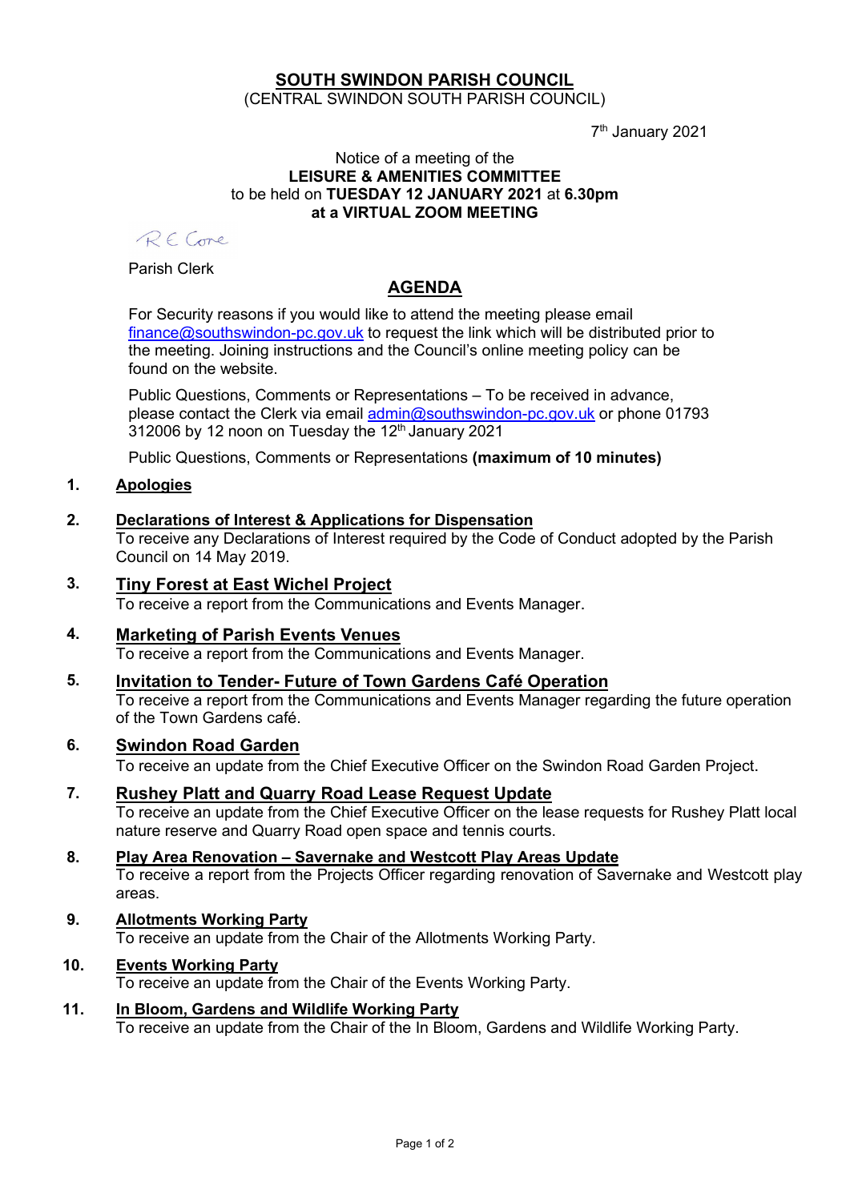# SOUTH SWINDON PARISH COUNCIL

(CENTRAL SWINDON SOUTH PARISH COUNCIL)

7th January 2021

Notice of a meeting of the
**LEISURE & AMENITIES COMMITTEE**
to be held on **TUESDAY 12 JANUARY 2021** at **6.30pm**
**at a VIRTUAL ZOOM MEETING**

R E Cone

Parish Clerk

## AGENDA

For Security reasons if you would like to attend the meeting please email finance@southswindon-pc.gov.uk to request the link which will be distributed prior to the meeting. Joining instructions and the Council's online meeting policy can be found on the website.

Public Questions, Comments or Representations – To be received in advance, please contact the Clerk via email admin@southswindon-pc.gov.uk or phone 01793 312006 by 12 noon on Tuesday the 12th January 2021

Public Questions, Comments or Representations **(maximum of 10 minutes)**

1. **Apologies**

2. **Declarations of Interest & Applications for Dispensation**
   To receive any Declarations of Interest required by the Code of Conduct adopted by the Parish Council on 14 May 2019.

3. **Tiny Forest at East Wichel Project**
   To receive a report from the Communications and Events Manager.

4. **Marketing of Parish Events Venues**
   To receive a report from the Communications and Events Manager.

5. **Invitation to Tender- Future of Town Gardens Café Operation**
   To receive a report from the Communications and Events Manager regarding the future operation of the Town Gardens café.

6. **Swindon Road Garden**
   To receive an update from the Chief Executive Officer on the Swindon Road Garden Project.

7. **Rushey Platt and Quarry Road Lease Request Update**
   To receive an update from the Chief Executive Officer on the lease requests for Rushey Platt local nature reserve and Quarry Road open space and tennis courts.

8. **Play Area Renovation – Savernake and Westcott Play Areas Update**
   To receive a report from the Projects Officer regarding renovation of Savernake and Westcott play areas.

9. **Allotments Working Party**
   To receive an update from the Chair of the Allotments Working Party.

10. **Events Working Party**
    To receive an update from the Chair of the Events Working Party.

11. **In Bloom, Gardens and Wildlife Working Party**
    To receive an update from the Chair of the In Bloom, Gardens and Wildlife Working Party.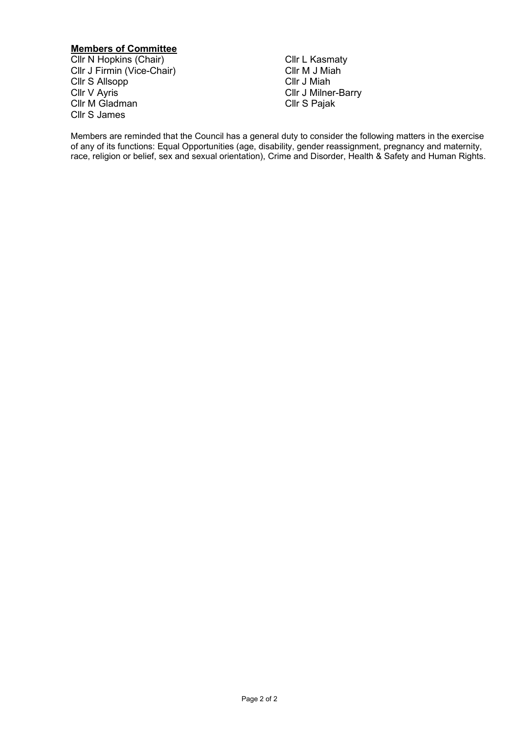**Members of Committee**

Cllr N Hopkins (Chair)
Cllr J Firmin (Vice-Chair)
Cllr S Allsopp
Cllr V Ayris
Cllr M Gladman
Cllr S James
Cllr L Kasmaty
Cllr M J Miah
Cllr J Miah
Cllr J Milner-Barry
Cllr S Pajak

Members are reminded that the Council has a general duty to consider the following matters in the exercise of any of its functions: Equal Opportunities (age, disability, gender reassignment, pregnancy and maternity, race, religion or belief, sex and sexual orientation), Crime and Disorder, Health & Safety and Human Rights.